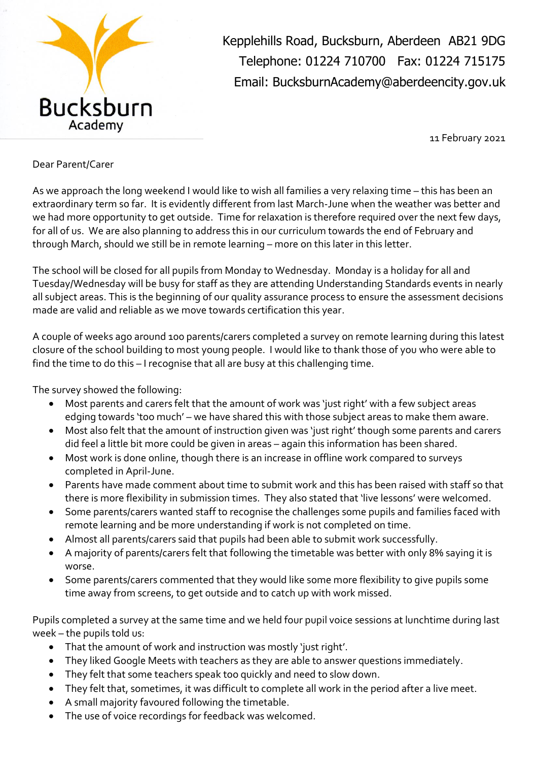Bucksburn Academy

Kepplehills Road, Bucksburn, Aberdeen AB21 9DG
Telephone: 01224 710700 Fax: 01224 715175
Email: BucksburnAcademy@aberdeencity.gov.uk

11 February 2021

Dear Parent/Carer

As we approach the long weekend I would like to wish all families a very relaxing time – this has been an extraordinary term so far. It is evidently different from last March-June when the weather was better and we had more opportunity to get outside. Time for relaxation is therefore required over the next few days, for all of us. We are also planning to address this in our curriculum towards the end of February and through March, should we still be in remote learning – more on this later in this letter.

The school will be closed for all pupils from Monday to Wednesday. Monday is a holiday for all and Tuesday/Wednesday will be busy for staff as they are attending Understanding Standards events in nearly all subject areas. This is the beginning of our quality assurance process to ensure the assessment decisions made are valid and reliable as we move towards certification this year.

A couple of weeks ago around 100 parents/carers completed a survey on remote learning during this latest closure of the school building to most young people. I would like to thank those of you who were able to find the time to do this – I recognise that all are busy at this challenging time.

The survey showed the following:

- Most parents and carers felt that the amount of work was 'just right' with a few subject areas edging towards 'too much' – we have shared this with those subject areas to make them aware.
- Most also felt that the amount of instruction given was 'just right' though some parents and carers did feel a little bit more could be given in areas – again this information has been shared.
- Most work is done online, though there is an increase in offline work compared to surveys completed in April-June.
- Parents have made comment about time to submit work and this has been raised with staff so that there is more flexibility in submission times. They also stated that 'live lessons' were welcomed.
- Some parents/carers wanted staff to recognise the challenges some pupils and families faced with remote learning and be more understanding if work is not completed on time.
- Almost all parents/carers said that pupils had been able to submit work successfully.
- A majority of parents/carers felt that following the timetable was better with only 8% saying it is worse.
- Some parents/carers commented that they would like some more flexibility to give pupils some time away from screens, to get outside and to catch up with work missed.

Pupils completed a survey at the same time and we held four pupil voice sessions at lunchtime during last week – the pupils told us:

- That the amount of work and instruction was mostly 'just right'.
- They liked Google Meets with teachers as they are able to answer questions immediately.
- They felt that some teachers speak too quickly and need to slow down.
- They felt that, sometimes, it was difficult to complete all work in the period after a live meet.
- A small majority favoured following the timetable.
- The use of voice recordings for feedback was welcomed.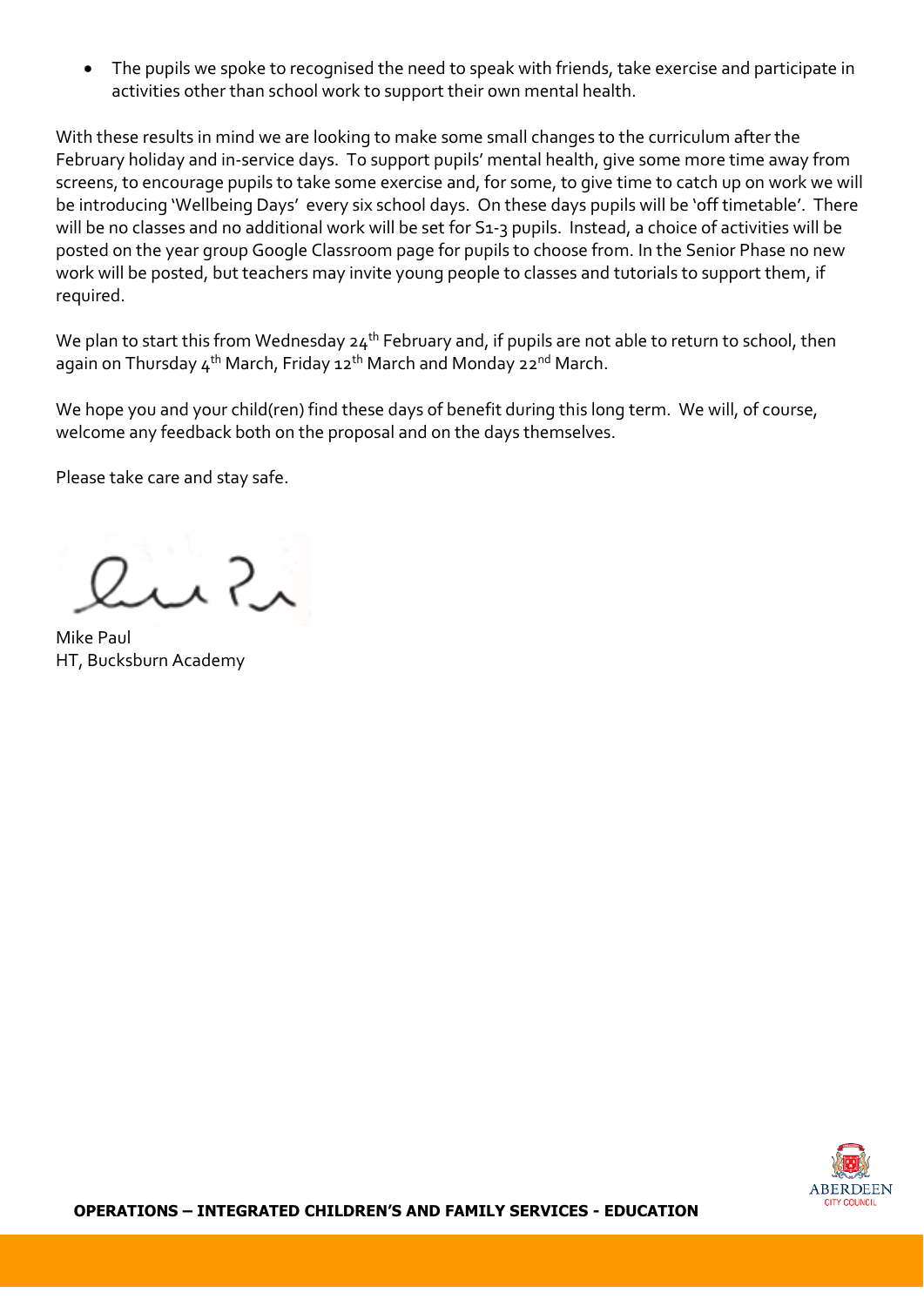- The pupils we spoke to recognised the need to speak with friends, take exercise and participate in activities other than school work to support their own mental health.

With these results in mind we are looking to make some small changes to the curriculum after the February holiday and in-service days. To support pupils' mental health, give some more time away from screens, to encourage pupils to take some exercise and, for some, to give time to catch up on work we will be introducing 'Wellbeing Days' every six school days. On these days pupils will be 'off timetable'. There will be no classes and no additional work will be set for S1-3 pupils. Instead, a choice of activities will be posted on the year group Google Classroom page for pupils to choose from. In the Senior Phase no new work will be posted, but teachers may invite young people to classes and tutorials to support them, if required.

We plan to start this from Wednesday 24th February and, if pupils are not able to return to school, then again on Thursday 4th March, Friday 12th March and Monday 22nd March.

We hope you and your child(ren) find these days of benefit during this long term. We will, of course, welcome any feedback both on the proposal and on the days themselves.

Please take care and stay safe.

Mike Paul
HT, Bucksburn Academy

**OPERATIONS – INTEGRATED CHILDREN'S AND FAMILY SERVICES - EDUCATION**

ABERDEEN CITY COUNCIL